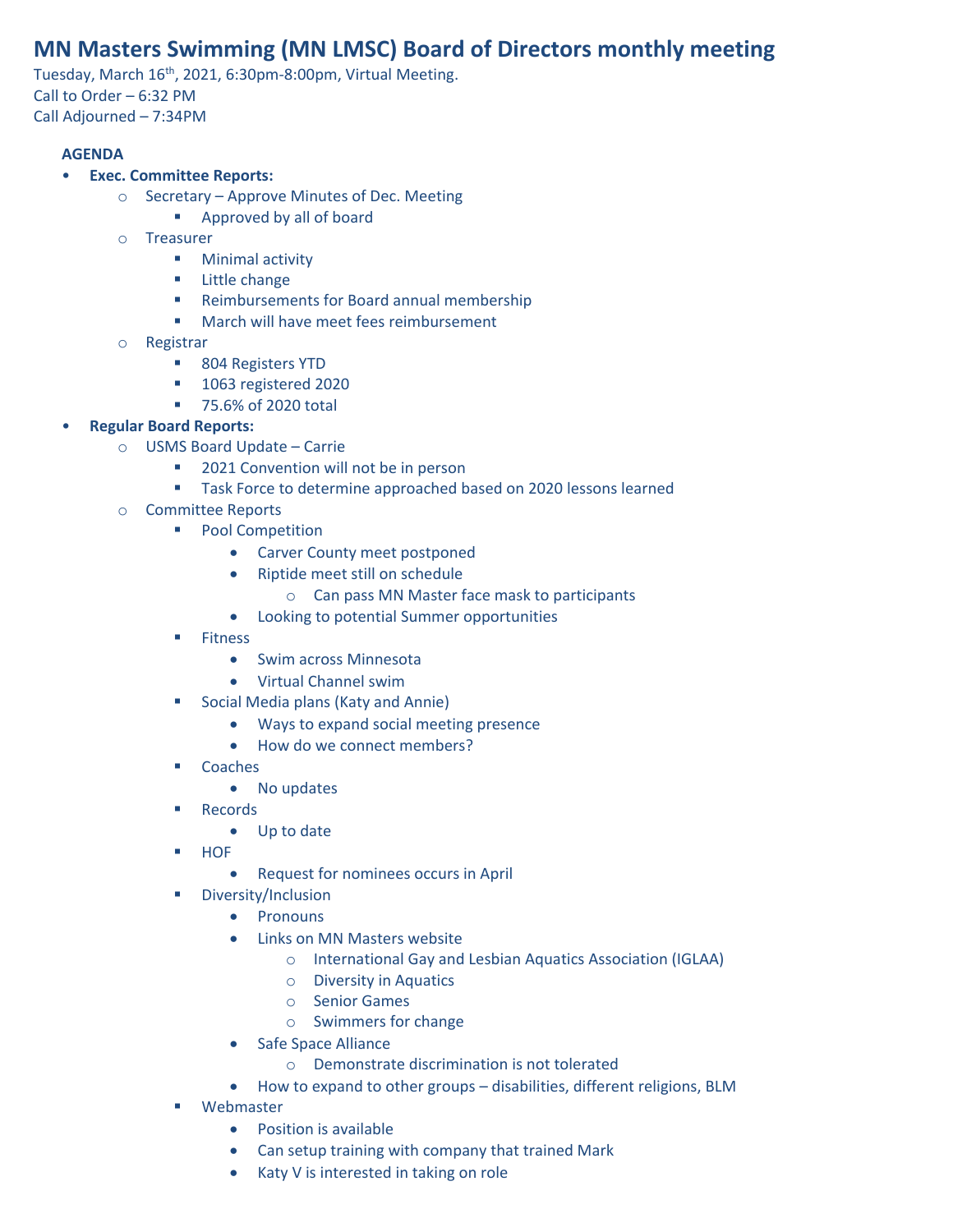# MN Masters Swimming (MN LMSC) Board of Directors monthly meeting

Tuesday, March 16th, 2021, 6:30pm-8:00pm, Virtual Meeting.
Call to Order – 6:32 PM
Call Adjourned – 7:34PM

**AGENDA**

- **Exec. Committee Reports:**
  - Secretary – Approve Minutes of Dec. Meeting
    - Approved by all of board
  - Treasurer
    - Minimal activity
    - Little change
    - Reimbursements for Board annual membership
    - March will have meet fees reimbursement
  - Registrar
    - 804 Registers YTD
    - 1063 registered 2020
    - 75.6% of 2020 total
- **Regular Board Reports:**
  - USMS Board Update – Carrie
    - 2021 Convention will not be in person
    - Task Force to determine approached based on 2020 lessons learned
  - Committee Reports
    - Pool Competition
      - Carver County meet postponed
      - Riptide meet still on schedule
        - Can pass MN Master face mask to participants
      - Looking to potential Summer opportunities
    - Fitness
      - Swim across Minnesota
      - Virtual Channel swim
    - Social Media plans (Katy and Annie)
      - Ways to expand social meeting presence
      - How do we connect members?
    - Coaches
      - No updates
    - Records
      - Up to date
    - HOF
      - Request for nominees occurs in April
    - Diversity/Inclusion
      - Pronouns
      - Links on MN Masters website
        - International Gay and Lesbian Aquatics Association (IGLAA)
        - Diversity in Aquatics
        - Senior Games
        - Swimmers for change
      - Safe Space Alliance
        - Demonstrate discrimination is not tolerated
      - How to expand to other groups – disabilities, different religions, BLM
    - Webmaster
      - Position is available
      - Can setup training with company that trained Mark
      - Katy V is interested in taking on role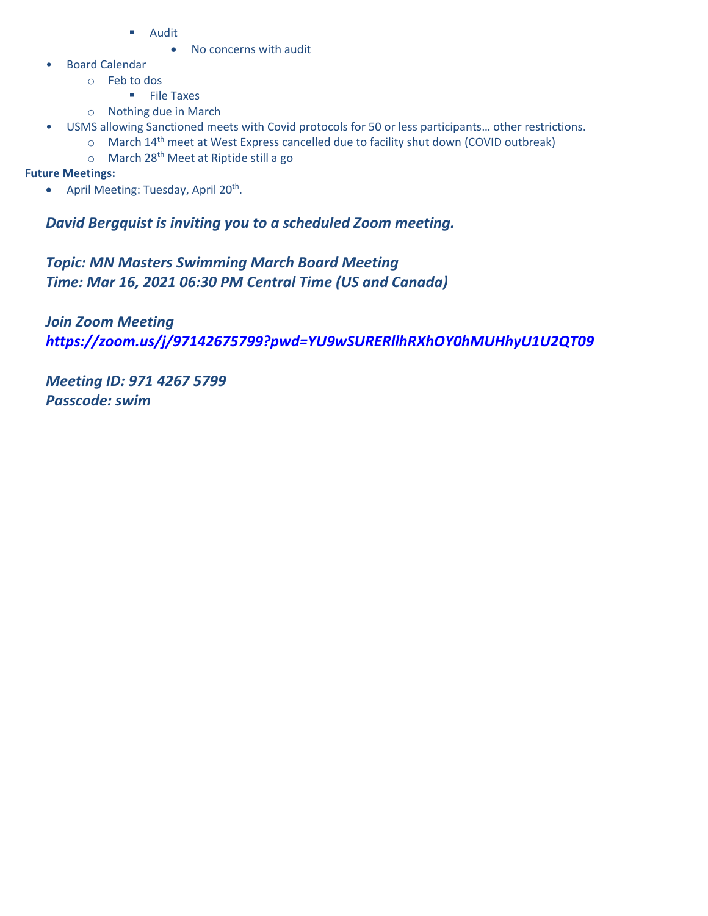- Audit
            - No concerns with audit
- Board Calendar
    - Feb to dos
        - File Taxes
    - Nothing due in March
- USMS allowing Sanctioned meets with Covid protocols for 50 or less participants… other restrictions.
    - March 14th meet at West Express cancelled due to facility shut down (COVID outbreak)
    - March 28th Meet at Riptide still a go

**Future Meetings:**

- April Meeting: Tuesday, April 20th.

***David Bergquist is inviting you to a scheduled Zoom meeting.***

***Topic: MN Masters Swimming March Board Meeting***
***Time: Mar 16, 2021 06:30 PM Central Time (US and Canada)***

***Join Zoom Meeting***
***https://zoom.us/j/97142675799?pwd=YU9wSURERllhRXhOY0hMUHhyU1U2QT09***

***Meeting ID: 971 4267 5799***
***Passcode: swim***